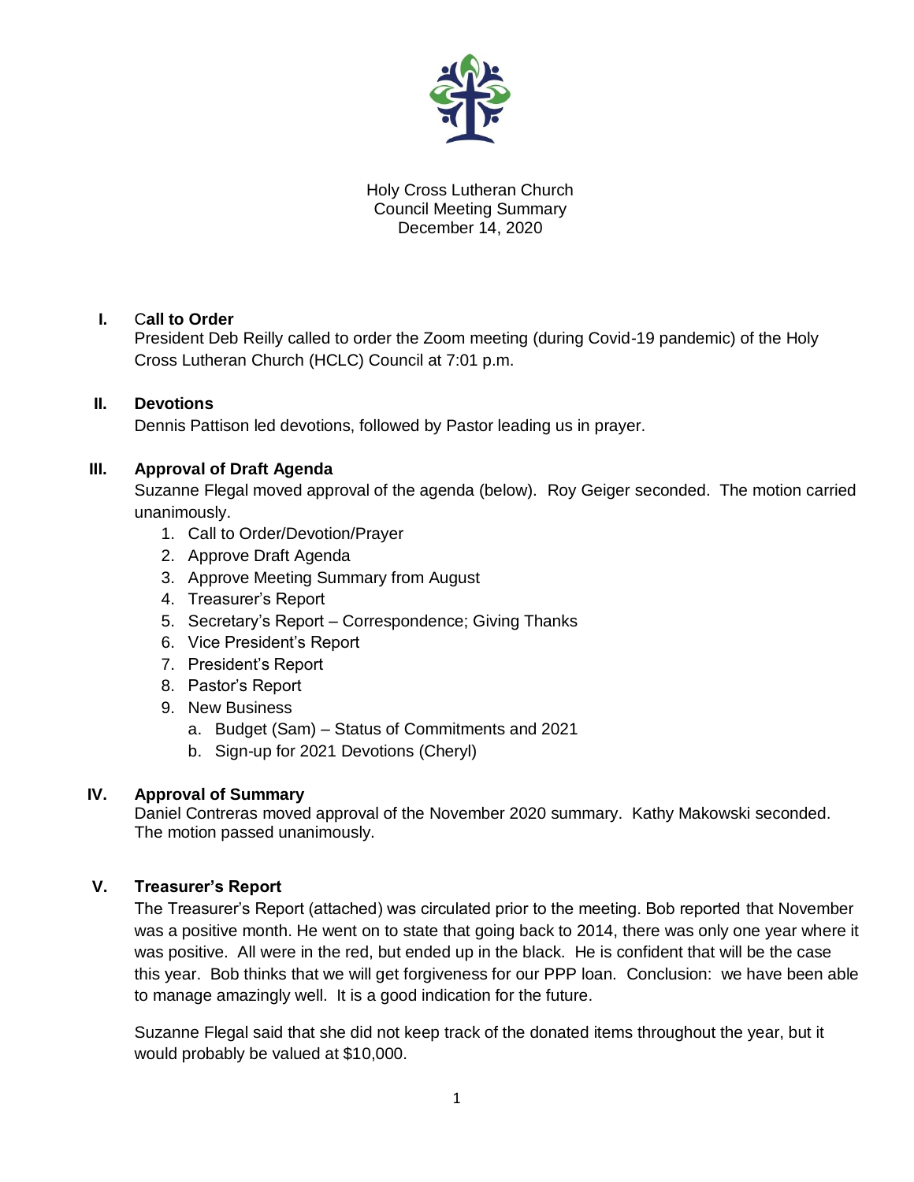Holy Cross Lutheran Church
Council Meeting Summary
December 14, 2020

## I. Call to Order

President Deb Reilly called to order the Zoom meeting (during Covid-19 pandemic) of the Holy Cross Lutheran Church (HCLC) Council at 7:01 p.m.

## II. Devotions

Dennis Pattison led devotions, followed by Pastor leading us in prayer.

## III. Approval of Draft Agenda

Suzanne Flegal moved approval of the agenda (below). Roy Geiger seconded. The motion carried unanimously.

1. Call to Order/Devotion/Prayer
2. Approve Draft Agenda
3. Approve Meeting Summary from August
4. Treasurer's Report
5. Secretary's Report – Correspondence; Giving Thanks
6. Vice President's Report
7. President's Report
8. Pastor's Report
9. New Business
   a. Budget (Sam) – Status of Commitments and 2021
   b. Sign-up for 2021 Devotions (Cheryl)

## IV. Approval of Summary

Daniel Contreras moved approval of the November 2020 summary. Kathy Makowski seconded. The motion passed unanimously.

## V. Treasurer's Report

The Treasurer's Report (attached) was circulated prior to the meeting. Bob reported that November was a positive month. He went on to state that going back to 2014, there was only one year where it was positive. All were in the red, but ended up in the black. He is confident that will be the case this year. Bob thinks that we will get forgiveness for our PPP loan. Conclusion: we have been able to manage amazingly well. It is a good indication for the future.

Suzanne Flegal said that she did not keep track of the donated items throughout the year, but it would probably be valued at $10,000.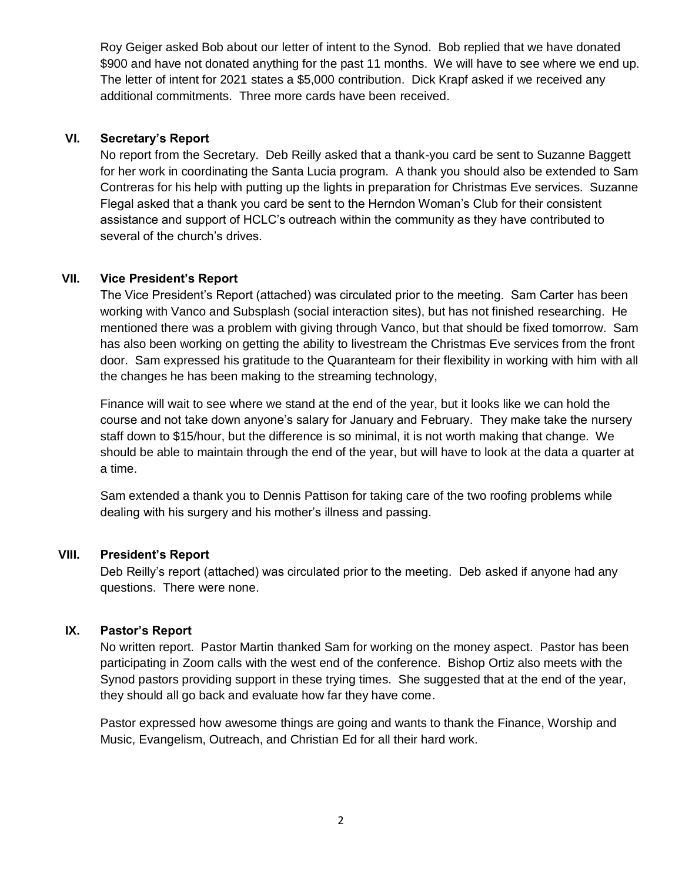Roy Geiger asked Bob about our letter of intent to the Synod. Bob replied that we have donated $900 and have not donated anything for the past 11 months. We will have to see where we end up. The letter of intent for 2021 states a $5,000 contribution. Dick Krapf asked if we received any additional commitments. Three more cards have been received.

## VI. Secretary's Report

No report from the Secretary. Deb Reilly asked that a thank-you card be sent to Suzanne Baggett for her work in coordinating the Santa Lucia program. A thank you should also be extended to Sam Contreras for his help with putting up the lights in preparation for Christmas Eve services. Suzanne Flegal asked that a thank you card be sent to the Herndon Woman's Club for their consistent assistance and support of HCLC's outreach within the community as they have contributed to several of the church's drives.

## VII. Vice President's Report

The Vice President's Report (attached) was circulated prior to the meeting. Sam Carter has been working with Vanco and Subsplash (social interaction sites), but has not finished researching. He mentioned there was a problem with giving through Vanco, but that should be fixed tomorrow. Sam has also been working on getting the ability to livestream the Christmas Eve services from the front door. Sam expressed his gratitude to the Quaranteam for their flexibility in working with him with all the changes he has been making to the streaming technology,

Finance will wait to see where we stand at the end of the year, but it looks like we can hold the course and not take down anyone's salary for January and February. They make take the nursery staff down to $15/hour, but the difference is so minimal, it is not worth making that change. We should be able to maintain through the end of the year, but will have to look at the data a quarter at a time.

Sam extended a thank you to Dennis Pattison for taking care of the two roofing problems while dealing with his surgery and his mother's illness and passing.

## VIII. President's Report

Deb Reilly's report (attached) was circulated prior to the meeting. Deb asked if anyone had any questions. There were none.

## IX. Pastor's Report

No written report. Pastor Martin thanked Sam for working on the money aspect. Pastor has been participating in Zoom calls with the west end of the conference. Bishop Ortiz also meets with the Synod pastors providing support in these trying times. She suggested that at the end of the year, they should all go back and evaluate how far they have come.

Pastor expressed how awesome things are going and wants to thank the Finance, Worship and Music, Evangelism, Outreach, and Christian Ed for all their hard work.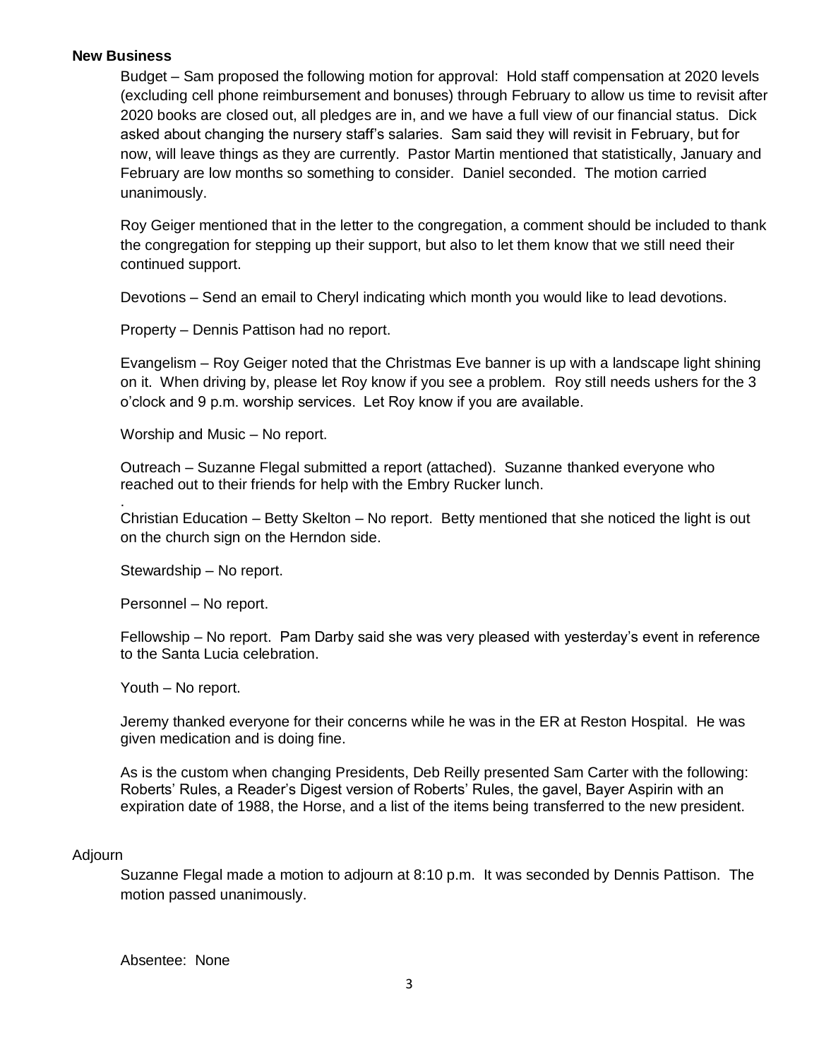**New Business**

Budget – Sam proposed the following motion for approval: Hold staff compensation at 2020 levels (excluding cell phone reimbursement and bonuses) through February to allow us time to revisit after 2020 books are closed out, all pledges are in, and we have a full view of our financial status. Dick asked about changing the nursery staff's salaries. Sam said they will revisit in February, but for now, will leave things as they are currently. Pastor Martin mentioned that statistically, January and February are low months so something to consider. Daniel seconded. The motion carried unanimously.

Roy Geiger mentioned that in the letter to the congregation, a comment should be included to thank the congregation for stepping up their support, but also to let them know that we still need their continued support.

Devotions – Send an email to Cheryl indicating which month you would like to lead devotions.

Property – Dennis Pattison had no report.

Evangelism – Roy Geiger noted that the Christmas Eve banner is up with a landscape light shining on it. When driving by, please let Roy know if you see a problem. Roy still needs ushers for the 3 o'clock and 9 p.m. worship services. Let Roy know if you are available.

Worship and Music – No report.

Outreach – Suzanne Flegal submitted a report (attached). Suzanne thanked everyone who reached out to their friends for help with the Embry Rucker lunch.

.
Christian Education – Betty Skelton – No report. Betty mentioned that she noticed the light is out on the church sign on the Herndon side.

Stewardship – No report.

Personnel – No report.

Fellowship – No report. Pam Darby said she was very pleased with yesterday's event in reference to the Santa Lucia celebration.

Youth – No report.

Jeremy thanked everyone for their concerns while he was in the ER at Reston Hospital. He was given medication and is doing fine.

As is the custom when changing Presidents, Deb Reilly presented Sam Carter with the following: Roberts' Rules, a Reader's Digest version of Roberts' Rules, the gavel, Bayer Aspirin with an expiration date of 1988, the Horse, and a list of the items being transferred to the new president.

Adjourn

Suzanne Flegal made a motion to adjourn at 8:10 p.m. It was seconded by Dennis Pattison. The motion passed unanimously.

Absentee: None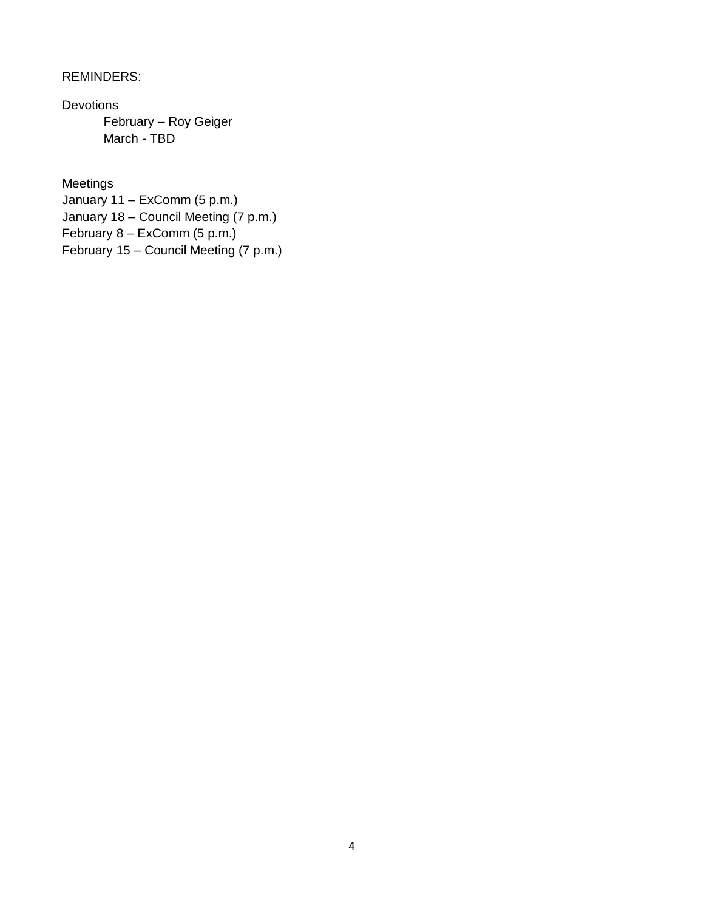REMINDERS:

Devotions

- February – Roy Geiger
- March - TBD

Meetings

January 11 – ExComm (5 p.m.)
January 18 – Council Meeting (7 p.m.)
February 8 – ExComm (5 p.m.)
February 15 – Council Meeting (7 p.m.)